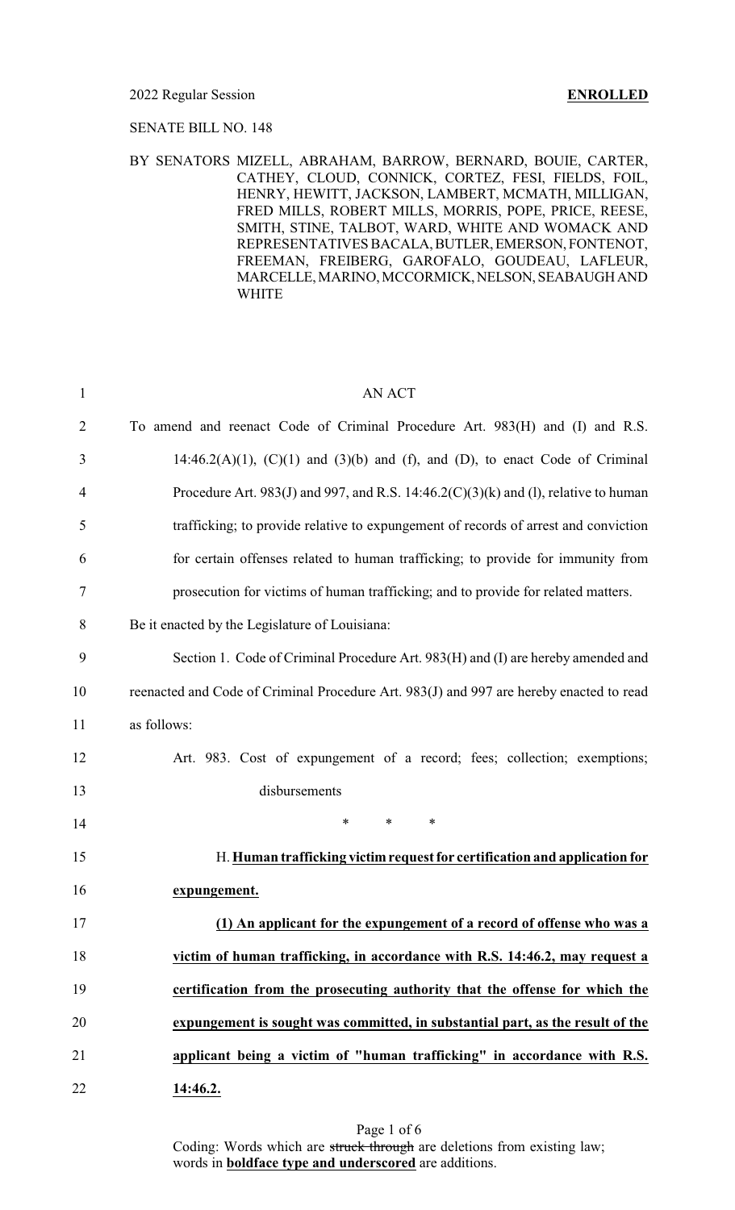2022 Regular Session **ENROLLED**

SENATE BILL NO. 148

BY SENATORS MIZELL, ABRAHAM, BARROW, BERNARD, BOUIE, CARTER, CATHEY, CLOUD, CONNICK, CORTEZ, FESI, FIELDS, FOIL, HENRY, HEWITT, JACKSON, LAMBERT, MCMATH, MILLIGAN, FRED MILLS, ROBERT MILLS, MORRIS, POPE, PRICE, REESE, SMITH, STINE, TALBOT, WARD, WHITE AND WOMACK AND REPRESENTATIVES BACALA, BUTLER, EMERSON, FONTENOT, FREEMAN, FREIBERG, GAROFALO, GOUDEAU, LAFLEUR, MARCELLE, MARINO, MCCORMICK, NELSON, SEABAUGH AND WHITE

AN ACT

To amend and reenact Code of Criminal Procedure Art. 983(H) and (I) and R.S. 14:46.2(A)(1), (C)(1) and (3)(b) and (f), and (D), to enact Code of Criminal Procedure Art. 983(J) and 997, and R.S. 14:46.2(C)(3)(k) and (l), relative to human trafficking; to provide relative to expungement of records of arrest and conviction for certain offenses related to human trafficking; to provide for immunity from prosecution for victims of human trafficking; and to provide for related matters.

Be it enacted by the Legislature of Louisiana:

Section 1. Code of Criminal Procedure Art. 983(H) and (I) are hereby amended and reenacted and Code of Criminal Procedure Art. 983(J) and 997 are hereby enacted to read as follows:

Art. 983. Cost of expungement of a record; fees; collection; exemptions; disbursements

\* \* \*

H. **Human trafficking victim request for certification and application for expungement.**

**(1) An applicant for the expungement of a record of offense who was a victim of human trafficking, in accordance with R.S. 14:46.2, may request a certification from the prosecuting authority that the offense for which the expungement is sought was committed, in substantial part, as the result of the applicant being a victim of "human trafficking" in accordance with R.S. 14:46.2.**

Coding: Words which are ~~struck through~~ are deletions from existing law; words in **boldface type and underscored** are additions.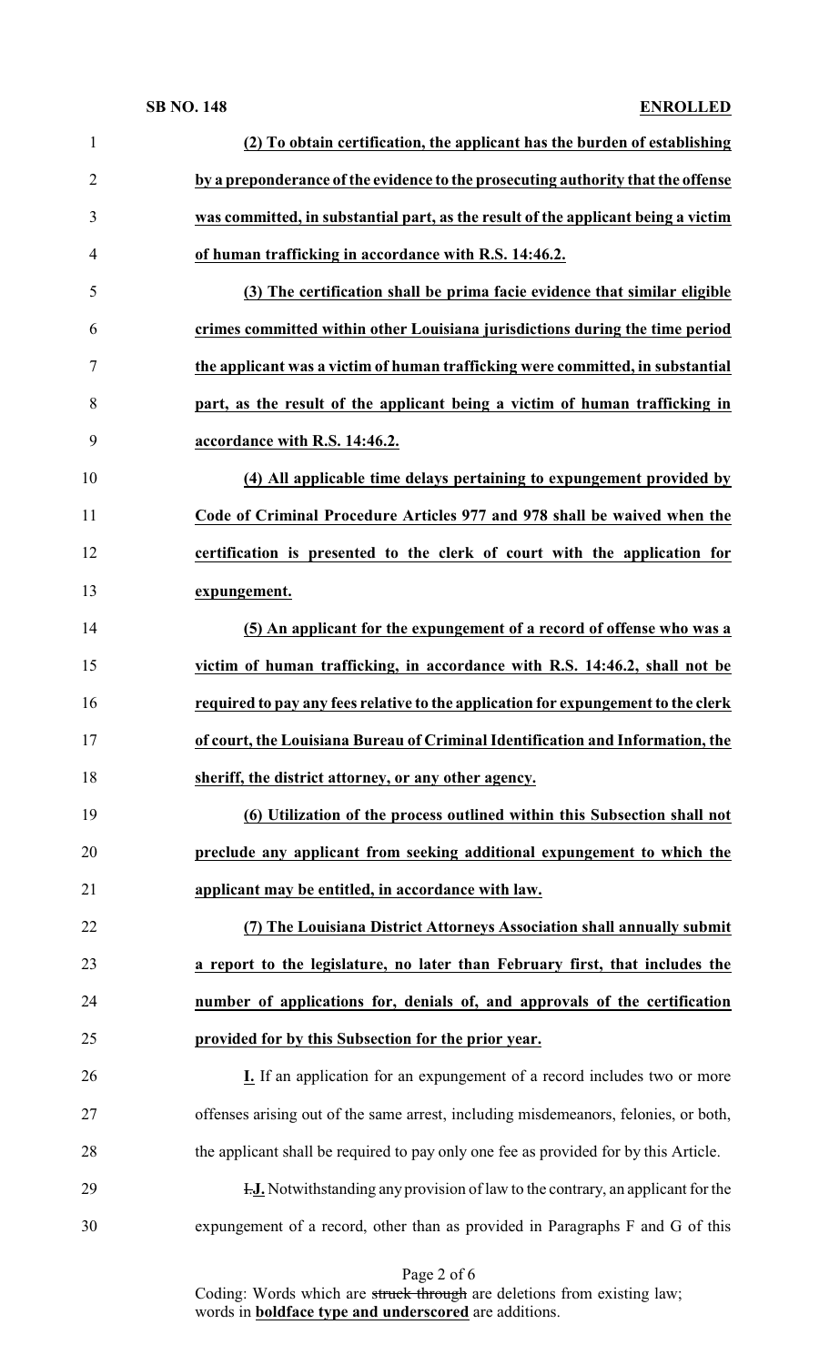**(2) To obtain certification, the applicant has the burden of establishing by a preponderance of the evidence to the prosecuting authority that the offense was committed, in substantial part, as the result of the applicant being a victim of human trafficking in accordance with R.S. 14:46.2.**

**(3) The certification shall be prima facie evidence that similar eligible crimes committed within other Louisiana jurisdictions during the time period the applicant was a victim of human trafficking were committed, in substantial part, as the result of the applicant being a victim of human trafficking in accordance with R.S. 14:46.2.**

**(4) All applicable time delays pertaining to expungement provided by Code of Criminal Procedure Articles 977 and 978 shall be waived when the certification is presented to the clerk of court with the application for expungement.**

**(5) An applicant for the expungement of a record of offense who was a victim of human trafficking, in accordance with R.S. 14:46.2, shall not be required to pay any fees relative to the application for expungement to the clerk of court, the Louisiana Bureau of Criminal Identification and Information, the sheriff, the district attorney, or any other agency.**

**(6) Utilization of the process outlined within this Subsection shall not preclude any applicant from seeking additional expungement to which the applicant may be entitled, in accordance with law.**

**(7) The Louisiana District Attorneys Association shall annually submit a report to the legislature, no later than February first, that includes the number of applications for, denials of, and approvals of the certification provided for by this Subsection for the prior year.**

**I.** If an application for an expungement of a record includes two or more offenses arising out of the same arrest, including misdemeanors, felonies, or both, the applicant shall be required to pay only one fee as provided for by this Article.

~~I.~~**J.** Notwithstanding any provision of law to the contrary, an applicant for the expungement of a record, other than as provided in Paragraphs F and G of this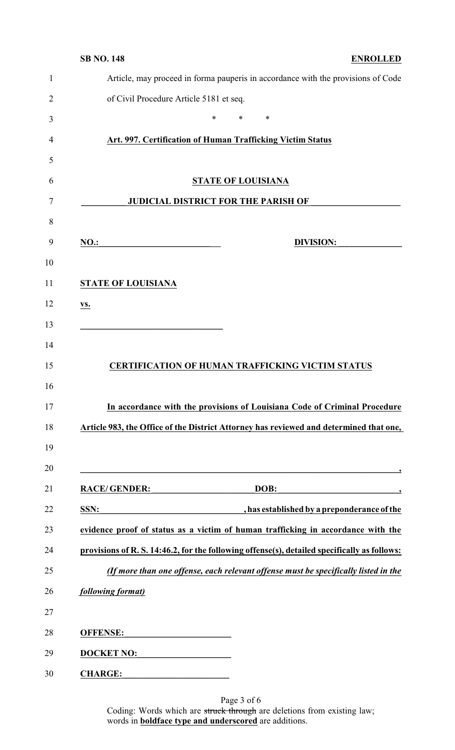Article, may proceed in forma pauperis in accordance with the provisions of Code of Civil Procedure Article 5181 et seq.

\* \* \*

**Art. 997. Certification of Human Trafficking Victim Status**

**STATE OF LOUISIANA**

**\_\_\_\_\_\_\_\_\_\_ JUDICIAL DISTRICT FOR THE PARISH OF \_\_\_\_\_\_\_\_\_\_\_\_\_\_\_\_\_\_\_\_**

**NO.:\_\_\_\_\_\_\_\_\_\_\_\_\_\_\_\_\_\_\_\_\_\_\_\_\_\_\_\_ DIVISION: \_\_\_\_\_\_\_\_\_\_\_\_\_\_\_**

**STATE OF LOUISIANA**

**vs.**

**\_\_\_\_\_\_\_\_\_\_\_\_\_\_\_\_\_\_\_\_\_\_\_\_\_\_\_\_\_\_\_\_**

**CERTIFICATION OF HUMAN TRAFFICKING VICTIM STATUS**

**In accordance with the provisions of Louisiana Code of Criminal Procedure Article 983, the Office of the District Attorney has reviewed and determined that one,**

**\_\_\_\_\_\_\_\_\_\_\_\_\_\_\_\_\_\_\_\_\_\_\_\_\_\_\_\_\_\_\_\_\_\_\_\_\_\_\_\_\_\_\_\_\_\_\_\_\_\_\_\_\_\_\_\_\_\_\_\_\_\_\_\_\_\_\_\_\_\_,**

**RACE/ GENDER:\_\_\_\_\_\_\_\_\_\_\_\_\_\_\_\_\_\_\_\_\_\_\_\_ DOB:\_\_\_\_\_\_\_\_\_\_\_\_\_\_\_\_\_\_\_\_\_\_\_\_\_\_\_,**

**SSN:\_\_\_\_\_\_\_\_\_\_\_\_\_\_\_\_\_\_\_\_\_\_\_\_\_\_\_\_\_\_\_\_, has established by a preponderance of the evidence proof of status as a victim of human trafficking in accordance with the provisions of R. S. 14:46.2, for the following offense(s), detailed specifically as follows:**

***(If more than one offense, each relevant offense must be specifically listed in the following format)***

**OFFENSE:\_\_\_\_\_\_\_\_\_\_\_\_\_\_\_\_\_\_\_\_\_\_\_\_**

**DOCKET NO:\_\_\_\_\_\_\_\_\_\_\_\_\_\_\_\_\_\_\_\_\_\_**

**CHARGE:\_\_\_\_\_\_\_\_\_\_\_\_\_\_\_\_\_\_\_\_\_\_\_\_**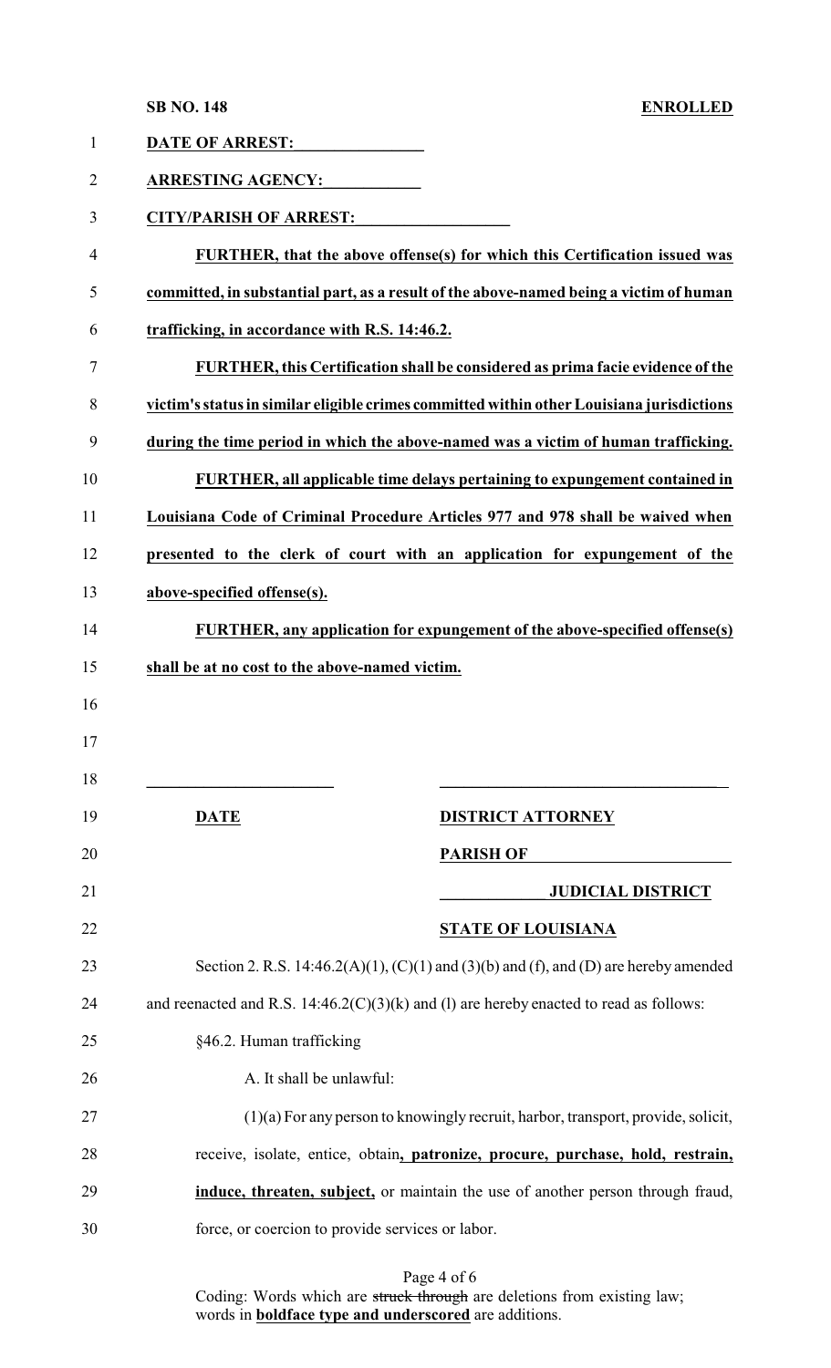**DATE OF ARREST: \_\_\_\_\_\_\_\_\_\_\_\_\_\_\_**

**ARRESTING AGENCY: \_\_\_\_\_\_\_\_\_\_\_\_**

**CITY/PARISH OF ARREST: \_\_\_\_\_\_\_\_\_\_\_\_\_\_\_\_\_\_\_**

**FURTHER, that the above offense(s) for which this Certification issued was committed, in substantial part, as a result of the above-named being a victim of human trafficking, in accordance with R.S. 14:46.2.**

**FURTHER, this Certification shall be considered as prima facie evidence of the victim's status in similar eligible crimes committed within other Louisiana jurisdictions during the time period in which the above-named was a victim of human trafficking.**

**FURTHER, all applicable time delays pertaining to expungement contained in Louisiana Code of Criminal Procedure Articles 977 and 978 shall be waived when presented to the clerk of court with an application for expungement of the above-specified offense(s).**

**FURTHER, any application for expungement of the above-specified offense(s) shall be at no cost to the above-named victim.**

| \_\_\_\_\_\_\_\_\_\_\_\_\_\_\_\_\_\_\_\_\_\_\_ | \_\_\_\_\_\_\_\_\_\_\_\_\_\_\_\_\_\_\_\_\_\_\_\_\_\_\_\_\_\_\_\_\_\_\_ |
|---|---|
| **DATE** | **DISTRICT ATTORNEY** |
| | **PARISH OF \_\_\_\_\_\_\_\_\_\_\_\_\_\_\_\_\_\_\_\_\_\_\_** |
| | **\_\_\_\_\_\_\_\_\_\_\_\_\_ JUDICIAL DISTRICT** |
| | **STATE OF LOUISIANA** |

Section 2. R.S. 14:46.2(A)(1), (C)(1) and (3)(b) and (f), and (D) are hereby amended and reenacted and R.S. 14:46.2(C)(3)(k) and (l) are hereby enacted to read as follows:

§46.2. Human trafficking

A. It shall be unlawful:

(1)(a) For any person to knowingly recruit, harbor, transport, provide, solicit, receive, isolate, entice, obtain**, patronize, procure, purchase, hold, restrain, induce, threaten, subject,** or maintain the use of another person through fraud, force, or coercion to provide services or labor.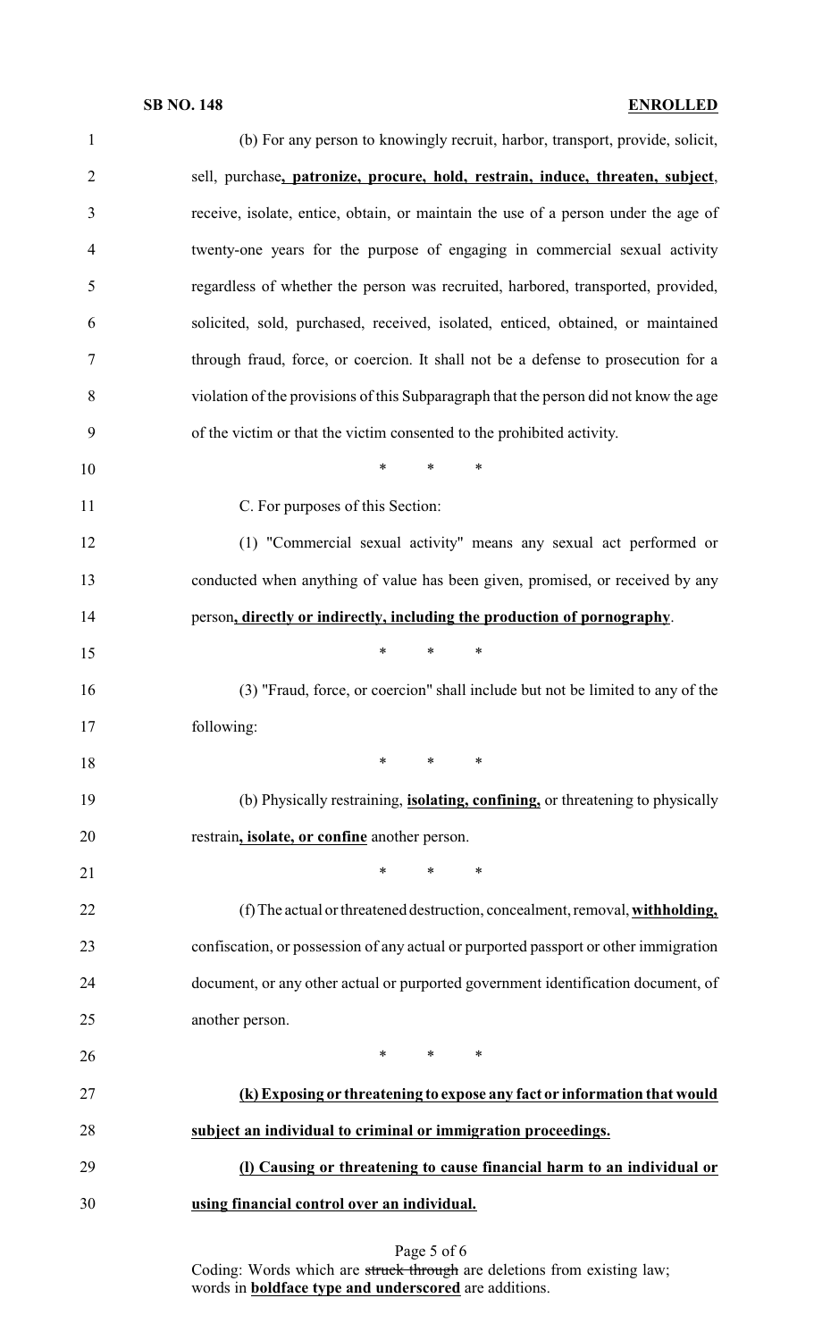(b) For any person to knowingly recruit, harbor, transport, provide, solicit, sell, purchase**, patronize, procure, hold, restrain, induce, threaten, subject**, receive, isolate, entice, obtain, or maintain the use of a person under the age of twenty-one years for the purpose of engaging in commercial sexual activity regardless of whether the person was recruited, harbored, transported, provided, solicited, sold, purchased, received, isolated, enticed, obtained, or maintained through fraud, force, or coercion. It shall not be a defense to prosecution for a violation of the provisions of this Subparagraph that the person did not know the age of the victim or that the victim consented to the prohibited activity.

\* \* \*

C. For purposes of this Section:

(1) "Commercial sexual activity" means any sexual act performed or conducted when anything of value has been given, promised, or received by any person**, directly or indirectly, including the production of pornography**.

\* \* \*

(3) "Fraud, force, or coercion" shall include but not be limited to any of the following:

\* \* \*

(b) Physically restraining, **isolating, confining,** or threatening to physically restrain**, isolate, or confine** another person.

\* \* \*

(f) The actual or threatened destruction, concealment, removal, **withholding,** confiscation, or possession of any actual or purported passport or other immigration document, or any other actual or purported government identification document, of another person.

\* \* \*

**(k) Exposing or threatening to expose any fact or information that would subject an individual to criminal or immigration proceedings.**

**(l) Causing or threatening to cause financial harm to an individual or using financial control over an individual.**

Coding: Words which are ~~struck through~~ are deletions from existing law; words in **boldface type and underscored** are additions.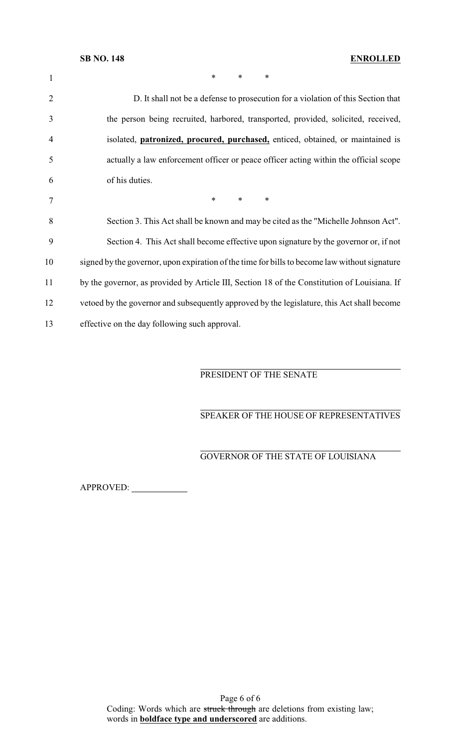\*      \*      \*

D. It shall not be a defense to prosecution for a violation of this Section that the person being recruited, harbored, transported, provided, solicited, received, isolated, **<u>patronized, procured, purchased,</u>** enticed, obtained, or maintained is actually a law enforcement officer or peace officer acting within the official scope of his duties.

\*      \*      \*

Section 3. This Act shall be known and may be cited as the "Michelle Johnson Act".

Section 4. This Act shall become effective upon signature by the governor or, if not signed by the governor, upon expiration of the time for bills to become law without signature by the governor, as provided by Article III, Section 18 of the Constitution of Louisiana. If vetoed by the governor and subsequently approved by the legislature, this Act shall become effective on the day following such approval.

PRESIDENT OF THE SENATE

SPEAKER OF THE HOUSE OF REPRESENTATIVES

GOVERNOR OF THE STATE OF LOUISIANA

APPROVED: ____________

Coding: Words which are ~~struck through~~ are deletions from existing law; words in **<u>boldface type and underscored</u>** are additions.